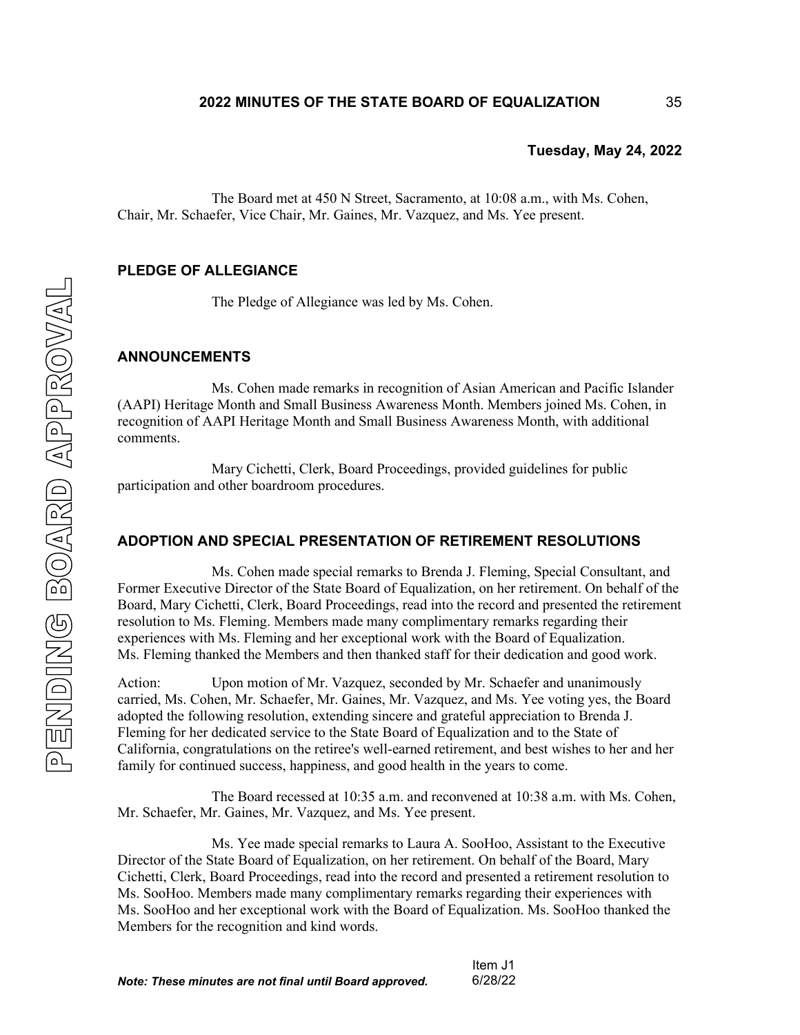**Tuesday, May 24, 2022**

The Board met at 450 N Street, Sacramento, at 10:08 a.m., with Ms. Cohen, Chair, Mr. Schaefer, Vice Chair, Mr. Gaines, Mr. Vazquez, and Ms. Yee present.

## PLEDGE OF ALLEGIANCE

The Pledge of Allegiance was led by Ms. Cohen.

## ANNOUNCEMENTS

Ms. Cohen made remarks in recognition of Asian American and Pacific Islander (AAPI) Heritage Month and Small Business Awareness Month. Members joined Ms. Cohen, in recognition of AAPI Heritage Month and Small Business Awareness Month, with additional comments.

Mary Cichetti, Clerk, Board Proceedings, provided guidelines for public participation and other boardroom procedures.

## ADOPTION AND SPECIAL PRESENTATION OF RETIREMENT RESOLUTIONS

Ms. Cohen made special remarks to Brenda J. Fleming, Special Consultant, and Former Executive Director of the State Board of Equalization, on her retirement. On behalf of the Board, Mary Cichetti, Clerk, Board Proceedings, read into the record and presented the retirement resolution to Ms. Fleming. Members made many complimentary remarks regarding their experiences with Ms. Fleming and her exceptional work with the Board of Equalization. Ms. Fleming thanked the Members and then thanked staff for their dedication and good work.

Action: Upon motion of Mr. Vazquez, seconded by Mr. Schaefer and unanimously carried, Ms. Cohen, Mr. Schaefer, Mr. Gaines, Mr. Vazquez, and Ms. Yee voting yes, the Board adopted the following resolution, extending sincere and grateful appreciation to Brenda J. Fleming for her dedicated service to the State Board of Equalization and to the State of California, congratulations on the retiree's well-earned retirement, and best wishes to her and her family for continued success, happiness, and good health in the years to come.

The Board recessed at 10:35 a.m. and reconvened at 10:38 a.m. with Ms. Cohen, Mr. Schaefer, Mr. Gaines, Mr. Vazquez, and Ms. Yee present.

Ms. Yee made special remarks to Laura A. SooHoo, Assistant to the Executive Director of the State Board of Equalization, on her retirement. On behalf of the Board, Mary Cichetti, Clerk, Board Proceedings, read into the record and presented a retirement resolution to Ms. SooHoo. Members made many complimentary remarks regarding their experiences with Ms. SooHoo and her exceptional work with the Board of Equalization. Ms. SooHoo thanked the Members for the recognition and kind words.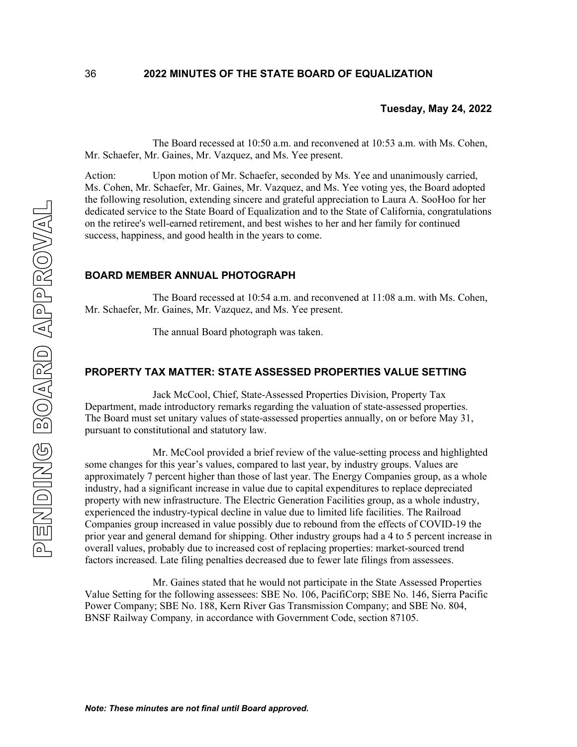**Tuesday, May 24, 2022**

The Board recessed at 10:50 a.m. and reconvened at 10:53 a.m. with Ms. Cohen, Mr. Schaefer, Mr. Gaines, Mr. Vazquez, and Ms. Yee present.

Action: Upon motion of Mr. Schaefer, seconded by Ms. Yee and unanimously carried, Ms. Cohen, Mr. Schaefer, Mr. Gaines, Mr. Vazquez, and Ms. Yee voting yes, the Board adopted the following resolution, extending sincere and grateful appreciation to Laura A. SooHoo for her dedicated service to the State Board of Equalization and to the State of California, congratulations on the retiree's well-earned retirement, and best wishes to her and her family for continued success, happiness, and good health in the years to come.

## BOARD MEMBER ANNUAL PHOTOGRAPH

The Board recessed at 10:54 a.m. and reconvened at 11:08 a.m. with Ms. Cohen, Mr. Schaefer, Mr. Gaines, Mr. Vazquez, and Ms. Yee present.

The annual Board photograph was taken.

## PROPERTY TAX MATTER: STATE ASSESSED PROPERTIES VALUE SETTING

Jack McCool, Chief, State-Assessed Properties Division, Property Tax Department, made introductory remarks regarding the valuation of state-assessed properties. The Board must set unitary values of state-assessed properties annually, on or before May 31, pursuant to constitutional and statutory law.

Mr. McCool provided a brief review of the value-setting process and highlighted some changes for this year's values, compared to last year, by industry groups. Values are approximately 7 percent higher than those of last year. The Energy Companies group, as a whole industry, had a significant increase in value due to capital expenditures to replace depreciated property with new infrastructure. The Electric Generation Facilities group, as a whole industry, experienced the industry-typical decline in value due to limited life facilities. The Railroad Companies group increased in value possibly due to rebound from the effects of COVID-19 the prior year and general demand for shipping. Other industry groups had a 4 to 5 percent increase in overall values, probably due to increased cost of replacing properties: market-sourced trend factors increased. Late filing penalties decreased due to fewer late filings from assessees.

Mr. Gaines stated that he would not participate in the State Assessed Properties Value Setting for the following assessees: SBE No. 106, PacifiCorp; SBE No. 146, Sierra Pacific Power Company; SBE No. 188, Kern River Gas Transmission Company; and SBE No. 804, BNSF Railway Company*,* in accordance with Government Code, section 87105.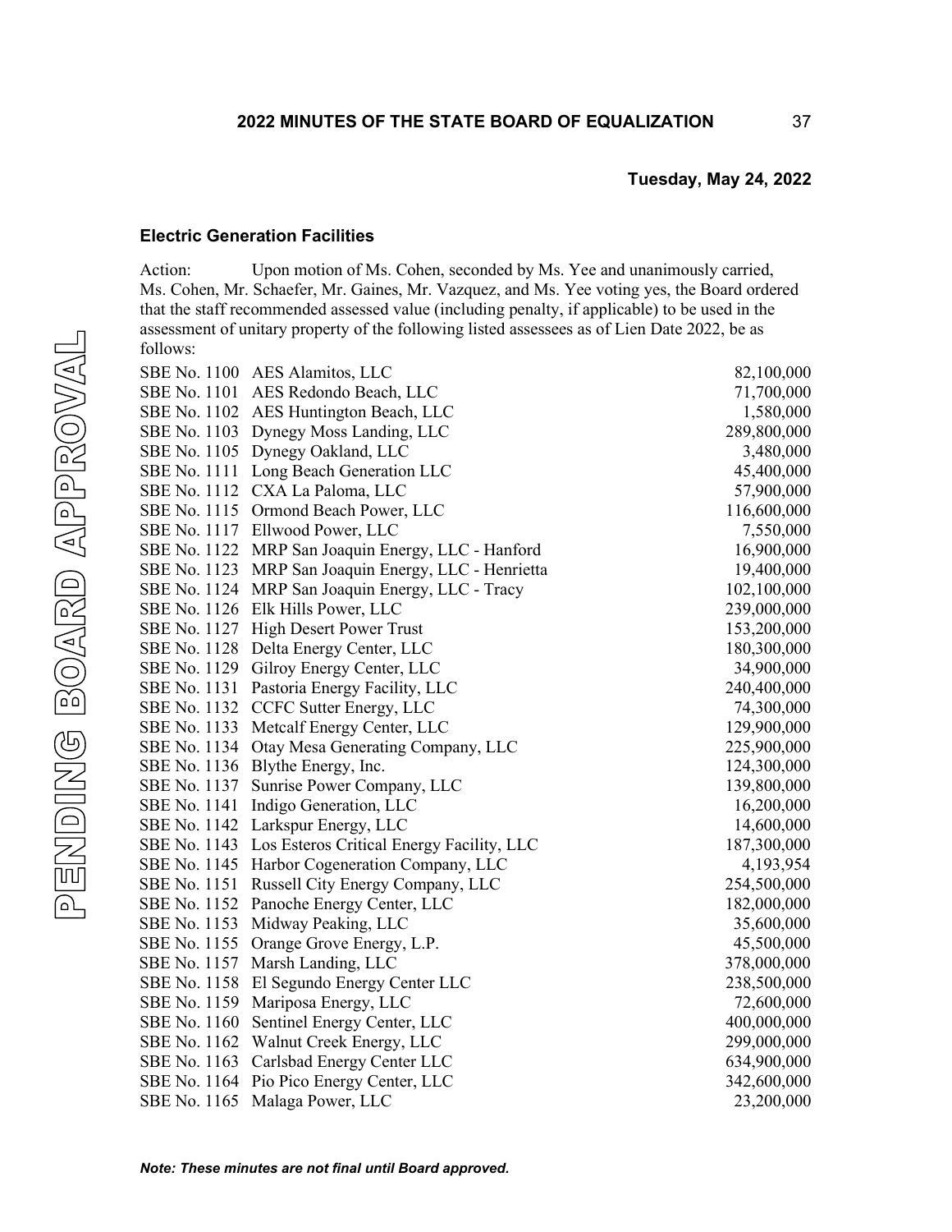**Tuesday, May 24, 2022**

### Electric Generation Facilities

Action: Upon motion of Ms. Cohen, seconded by Ms. Yee and unanimously carried, Ms. Cohen, Mr. Schaefer, Mr. Gaines, Mr. Vazquez, and Ms. Yee voting yes, the Board ordered that the staff recommended assessed value (including penalty, if applicable) to be used in the assessment of unitary property of the following listed assessees as of Lien Date 2022, be as follows:

| | | |
|---|---|---:|
| SBE No. 1100 | AES Alamitos, LLC | 82,100,000 |
| SBE No. 1101 | AES Redondo Beach, LLC | 71,700,000 |
| SBE No. 1102 | AES Huntington Beach, LLC | 1,580,000 |
| SBE No. 1103 | Dynegy Moss Landing, LLC | 289,800,000 |
| SBE No. 1105 | Dynegy Oakland, LLC | 3,480,000 |
| SBE No. 1111 | Long Beach Generation LLC | 45,400,000 |
| SBE No. 1112 | CXA La Paloma, LLC | 57,900,000 |
| SBE No. 1115 | Ormond Beach Power, LLC | 116,600,000 |
| SBE No. 1117 | Ellwood Power, LLC | 7,550,000 |
| SBE No. 1122 | MRP San Joaquin Energy, LLC - Hanford | 16,900,000 |
| SBE No. 1123 | MRP San Joaquin Energy, LLC - Henrietta | 19,400,000 |
| SBE No. 1124 | MRP San Joaquin Energy, LLC - Tracy | 102,100,000 |
| SBE No. 1126 | Elk Hills Power, LLC | 239,000,000 |
| SBE No. 1127 | High Desert Power Trust | 153,200,000 |
| SBE No. 1128 | Delta Energy Center, LLC | 180,300,000 |
| SBE No. 1129 | Gilroy Energy Center, LLC | 34,900,000 |
| SBE No. 1131 | Pastoria Energy Facility, LLC | 240,400,000 |
| SBE No. 1132 | CCFC Sutter Energy, LLC | 74,300,000 |
| SBE No. 1133 | Metcalf Energy Center, LLC | 129,900,000 |
| SBE No. 1134 | Otay Mesa Generating Company, LLC | 225,900,000 |
| SBE No. 1136 | Blythe Energy, Inc. | 124,300,000 |
| SBE No. 1137 | Sunrise Power Company, LLC | 139,800,000 |
| SBE No. 1141 | Indigo Generation, LLC | 16,200,000 |
| SBE No. 1142 | Larkspur Energy, LLC | 14,600,000 |
| SBE No. 1143 | Los Esteros Critical Energy Facility, LLC | 187,300,000 |
| SBE No. 1145 | Harbor Cogeneration Company, LLC | 4,193,954 |
| SBE No. 1151 | Russell City Energy Company, LLC | 254,500,000 |
| SBE No. 1152 | Panoche Energy Center, LLC | 182,000,000 |
| SBE No. 1153 | Midway Peaking, LLC | 35,600,000 |
| SBE No. 1155 | Orange Grove Energy, L.P. | 45,500,000 |
| SBE No. 1157 | Marsh Landing, LLC | 378,000,000 |
| SBE No. 1158 | El Segundo Energy Center LLC | 238,500,000 |
| SBE No. 1159 | Mariposa Energy, LLC | 72,600,000 |
| SBE No. 1160 | Sentinel Energy Center, LLC | 400,000,000 |
| SBE No. 1162 | Walnut Creek Energy, LLC | 299,000,000 |
| SBE No. 1163 | Carlsbad Energy Center LLC | 634,900,000 |
| SBE No. 1164 | Pio Pico Energy Center, LLC | 342,600,000 |
| SBE No. 1165 | Malaga Power, LLC | 23,200,000 |

*Note: These minutes are not final until Board approved.*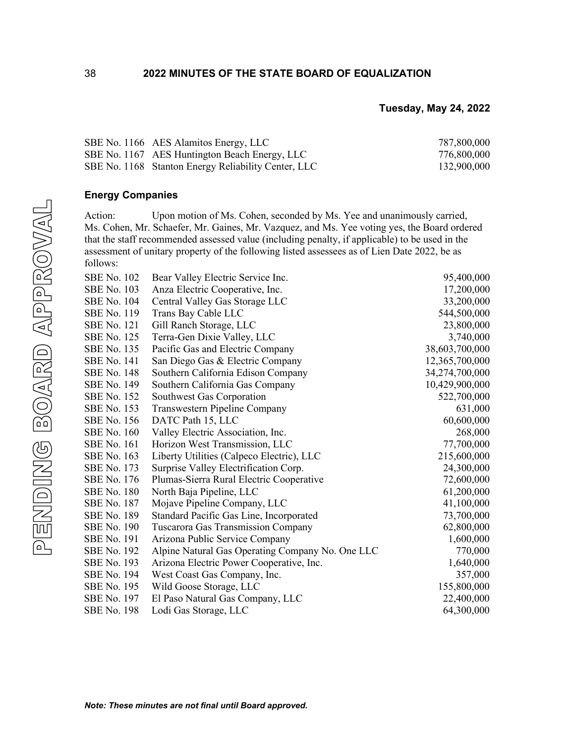**Tuesday, May 24, 2022**

| | | |
|---|---|---|
| SBE No. 1166 | AES Alamitos Energy, LLC | 787,800,000 |
| SBE No. 1167 | AES Huntington Beach Energy, LLC | 776,800,000 |
| SBE No. 1168 | Stanton Energy Reliability Center, LLC | 132,900,000 |

### Energy Companies

Action: Upon motion of Ms. Cohen, seconded by Ms. Yee and unanimously carried, Ms. Cohen, Mr. Schaefer, Mr. Gaines, Mr. Vazquez, and Ms. Yee voting yes, the Board ordered that the staff recommended assessed value (including penalty, if applicable) to be used in the assessment of unitary property of the following listed assessees as of Lien Date 2022, be as follows:

| | | |
|---|---|---|
| SBE No. 102 | Bear Valley Electric Service Inc. | 95,400,000 |
| SBE No. 103 | Anza Electric Cooperative, Inc. | 17,200,000 |
| SBE No. 104 | Central Valley Gas Storage LLC | 33,200,000 |
| SBE No. 119 | Trans Bay Cable LLC | 544,500,000 |
| SBE No. 121 | Gill Ranch Storage, LLC | 23,800,000 |
| SBE No. 125 | Terra-Gen Dixie Valley, LLC | 3,740,000 |
| SBE No. 135 | Pacific Gas and Electric Company | 38,603,700,000 |
| SBE No. 141 | San Diego Gas & Electric Company | 12,365,700,000 |
| SBE No. 148 | Southern California Edison Company | 34,274,700,000 |
| SBE No. 149 | Southern California Gas Company | 10,429,900,000 |
| SBE No. 152 | Southwest Gas Corporation | 522,700,000 |
| SBE No. 153 | Transwestern Pipeline Company | 631,000 |
| SBE No. 156 | DATC Path 15, LLC | 60,600,000 |
| SBE No. 160 | Valley Electric Association, Inc. | 268,000 |
| SBE No. 161 | Horizon West Transmission, LLC | 77,700,000 |
| SBE No. 163 | Liberty Utilities (Calpeco Electric), LLC | 215,600,000 |
| SBE No. 173 | Surprise Valley Electrification Corp. | 24,300,000 |
| SBE No. 176 | Plumas-Sierra Rural Electric Cooperative | 72,600,000 |
| SBE No. 180 | North Baja Pipeline, LLC | 61,200,000 |
| SBE No. 187 | Mojave Pipeline Company, LLC | 41,100,000 |
| SBE No. 189 | Standard Pacific Gas Line, Incorporated | 73,700,000 |
| SBE No. 190 | Tuscarora Gas Transmission Company | 62,800,000 |
| SBE No. 191 | Arizona Public Service Company | 1,600,000 |
| SBE No. 192 | Alpine Natural Gas Operating Company No. One LLC | 770,000 |
| SBE No. 193 | Arizona Electric Power Cooperative, Inc. | 1,640,000 |
| SBE No. 194 | West Coast Gas Company, Inc. | 357,000 |
| SBE No. 195 | Wild Goose Storage, LLC | 155,800,000 |
| SBE No. 197 | El Paso Natural Gas Company, LLC | 22,400,000 |
| SBE No. 198 | Lodi Gas Storage, LLC | 64,300,000 |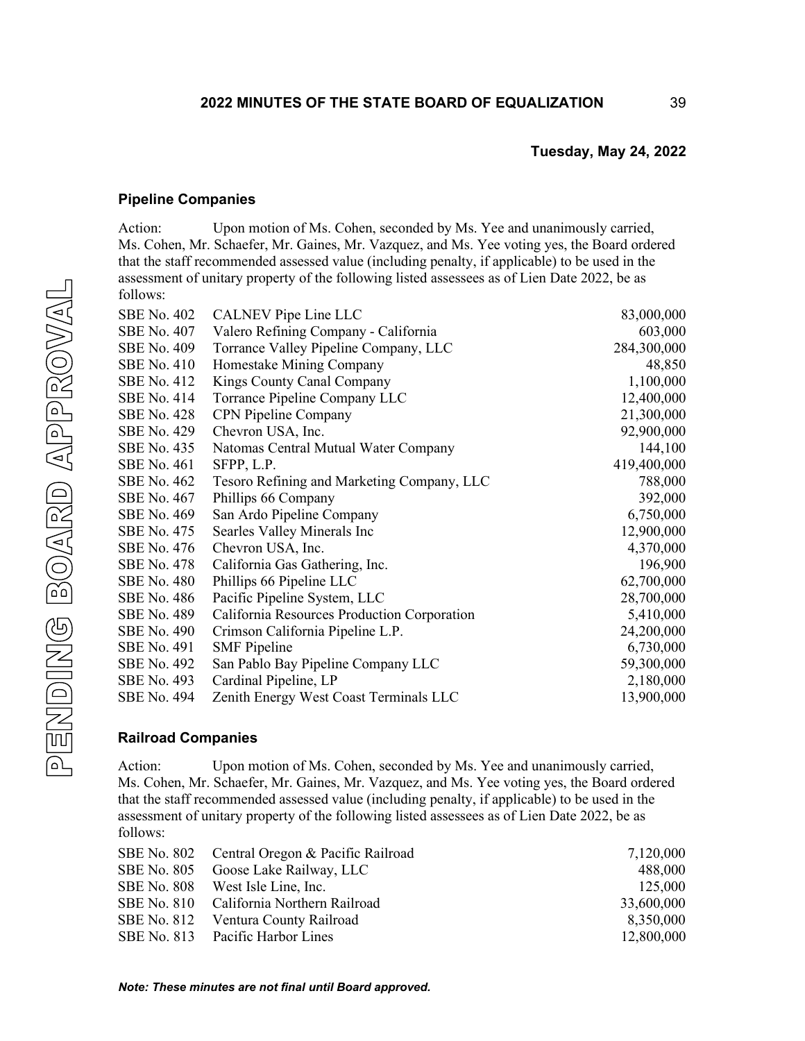**Tuesday, May 24, 2022**

### Pipeline Companies

Action: Upon motion of Ms. Cohen, seconded by Ms. Yee and unanimously carried, Ms. Cohen, Mr. Schaefer, Mr. Gaines, Mr. Vazquez, and Ms. Yee voting yes, the Board ordered that the staff recommended assessed value (including penalty, if applicable) to be used in the assessment of unitary property of the following listed assessees as of Lien Date 2022, be as follows:

| | | |
|---|---|---|
| SBE No. 402 | CALNEV Pipe Line LLC | 83,000,000 |
| SBE No. 407 | Valero Refining Company - California | 603,000 |
| SBE No. 409 | Torrance Valley Pipeline Company, LLC | 284,300,000 |
| SBE No. 410 | Homestake Mining Company | 48,850 |
| SBE No. 412 | Kings County Canal Company | 1,100,000 |
| SBE No. 414 | Torrance Pipeline Company LLC | 12,400,000 |
| SBE No. 428 | CPN Pipeline Company | 21,300,000 |
| SBE No. 429 | Chevron USA, Inc. | 92,900,000 |
| SBE No. 435 | Natomas Central Mutual Water Company | 144,100 |
| SBE No. 461 | SFPP, L.P. | 419,400,000 |
| SBE No. 462 | Tesoro Refining and Marketing Company, LLC | 788,000 |
| SBE No. 467 | Phillips 66 Company | 392,000 |
| SBE No. 469 | San Ardo Pipeline Company | 6,750,000 |
| SBE No. 475 | Searles Valley Minerals Inc | 12,900,000 |
| SBE No. 476 | Chevron USA, Inc. | 4,370,000 |
| SBE No. 478 | California Gas Gathering, Inc. | 196,900 |
| SBE No. 480 | Phillips 66 Pipeline LLC | 62,700,000 |
| SBE No. 486 | Pacific Pipeline System, LLC | 28,700,000 |
| SBE No. 489 | California Resources Production Corporation | 5,410,000 |
| SBE No. 490 | Crimson California Pipeline L.P. | 24,200,000 |
| SBE No. 491 | SMF Pipeline | 6,730,000 |
| SBE No. 492 | San Pablo Bay Pipeline Company LLC | 59,300,000 |
| SBE No. 493 | Cardinal Pipeline, LP | 2,180,000 |
| SBE No. 494 | Zenith Energy West Coast Terminals LLC | 13,900,000 |

### Railroad Companies

Action: Upon motion of Ms. Cohen, seconded by Ms. Yee and unanimously carried, Ms. Cohen, Mr. Schaefer, Mr. Gaines, Mr. Vazquez, and Ms. Yee voting yes, the Board ordered that the staff recommended assessed value (including penalty, if applicable) to be used in the assessment of unitary property of the following listed assessees as of Lien Date 2022, be as follows:

| | | |
|---|---|---|
| SBE No. 802 | Central Oregon & Pacific Railroad | 7,120,000 |
| SBE No. 805 | Goose Lake Railway, LLC | 488,000 |
| SBE No. 808 | West Isle Line, Inc. | 125,000 |
| SBE No. 810 | California Northern Railroad | 33,600,000 |
| SBE No. 812 | Ventura County Railroad | 8,350,000 |
| SBE No. 813 | Pacific Harbor Lines | 12,800,000 |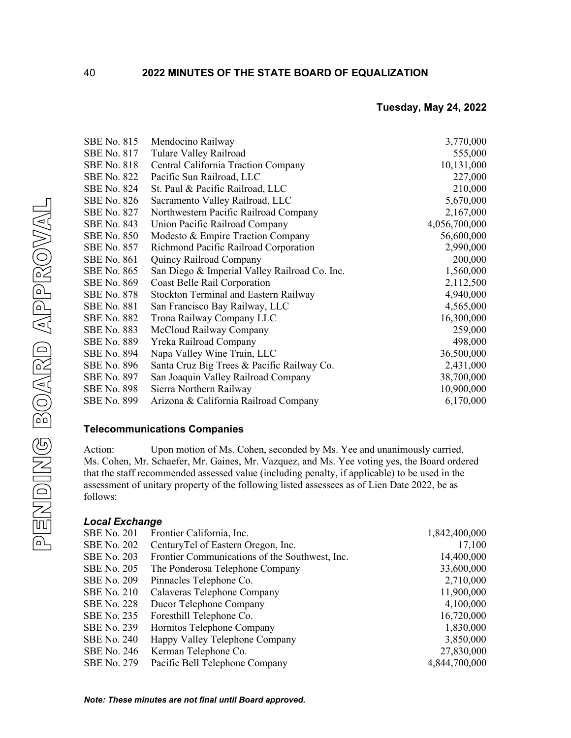**Tuesday, May 24, 2022**

| | | |
|---|---|---|
| SBE No. 815 | Mendocino Railway | 3,770,000 |
| SBE No. 817 | Tulare Valley Railroad | 555,000 |
| SBE No. 818 | Central California Traction Company | 10,131,000 |
| SBE No. 822 | Pacific Sun Railroad, LLC | 227,000 |
| SBE No. 824 | St. Paul & Pacific Railroad, LLC | 210,000 |
| SBE No. 826 | Sacramento Valley Railroad, LLC | 5,670,000 |
| SBE No. 827 | Northwestern Pacific Railroad Company | 2,167,000 |
| SBE No. 843 | Union Pacific Railroad Company | 4,056,700,000 |
| SBE No. 850 | Modesto & Empire Traction Company | 56,600,000 |
| SBE No. 857 | Richmond Pacific Railroad Corporation | 2,990,000 |
| SBE No. 861 | Quincy Railroad Company | 200,000 |
| SBE No. 865 | San Diego & Imperial Valley Railroad Co. Inc. | 1,560,000 |
| SBE No. 869 | Coast Belle Rail Corporation | 2,112,500 |
| SBE No. 878 | Stockton Terminal and Eastern Railway | 4,940,000 |
| SBE No. 881 | San Francisco Bay Railway, LLC | 4,565,000 |
| SBE No. 882 | Trona Railway Company LLC | 16,300,000 |
| SBE No. 883 | McCloud Railway Company | 259,000 |
| SBE No. 889 | Yreka Railroad Company | 498,000 |
| SBE No. 894 | Napa Valley Wine Train, LLC | 36,500,000 |
| SBE No. 896 | Santa Cruz Big Trees & Pacific Railway Co. | 2,431,000 |
| SBE No. 897 | San Joaquin Valley Railroad Company | 38,700,000 |
| SBE No. 898 | Sierra Northern Railway | 10,900,000 |
| SBE No. 899 | Arizona & California Railroad Company | 6,170,000 |

### Telecommunications Companies

Action: Upon motion of Ms. Cohen, seconded by Ms. Yee and unanimously carried, Ms. Cohen, Mr. Schaefer, Mr. Gaines, Mr. Vazquez, and Ms. Yee voting yes, the Board ordered that the staff recommended assessed value (including penalty, if applicable) to be used in the assessment of unitary property of the following listed assessees as of Lien Date 2022, be as follows:

#### *Local Exchange*

| | | |
|---|---|---|
| SBE No. 201 | Frontier California, Inc. | 1,842,400,000 |
| SBE No. 202 | CenturyTel of Eastern Oregon, Inc. | 17,100 |
| SBE No. 203 | Frontier Communications of the Southwest, Inc. | 14,400,000 |
| SBE No. 205 | The Ponderosa Telephone Company | 33,600,000 |
| SBE No. 209 | Pinnacles Telephone Co. | 2,710,000 |
| SBE No. 210 | Calaveras Telephone Company | 11,900,000 |
| SBE No. 228 | Ducor Telephone Company | 4,100,000 |
| SBE No. 235 | Foresthill Telephone Co. | 16,720,000 |
| SBE No. 239 | Hornitos Telephone Company | 1,830,000 |
| SBE No. 240 | Happy Valley Telephone Company | 3,850,000 |
| SBE No. 246 | Kerman Telephone Co. | 27,830,000 |
| SBE No. 279 | Pacific Bell Telephone Company | 4,844,700,000 |

***Note: These minutes are not final until Board approved.***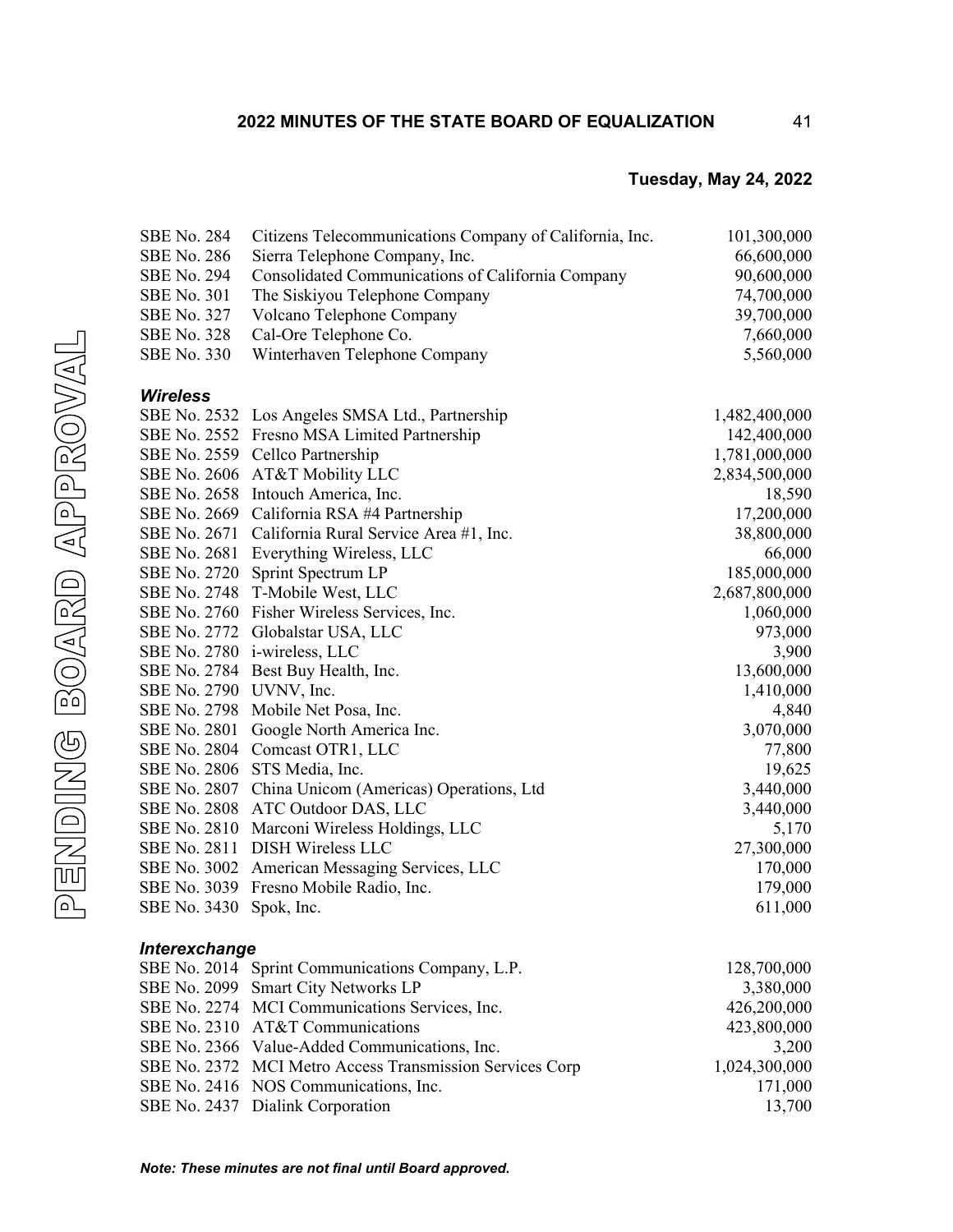**Tuesday, May 24, 2022**

| | | |
|---|---|---|
| SBE No. 284 | Citizens Telecommunications Company of California, Inc. | 101,300,000 |
| SBE No. 286 | Sierra Telephone Company, Inc. | 66,600,000 |
| SBE No. 294 | Consolidated Communications of California Company | 90,600,000 |
| SBE No. 301 | The Siskiyou Telephone Company | 74,700,000 |
| SBE No. 327 | Volcano Telephone Company | 39,700,000 |
| SBE No. 328 | Cal-Ore Telephone Co. | 7,660,000 |
| SBE No. 330 | Winterhaven Telephone Company | 5,560,000 |

***Wireless***

| | | |
|---|---|---|
| SBE No. 2532 | Los Angeles SMSA Ltd., Partnership | 1,482,400,000 |
| SBE No. 2552 | Fresno MSA Limited Partnership | 142,400,000 |
| SBE No. 2559 | Cellco Partnership | 1,781,000,000 |
| SBE No. 2606 | AT&T Mobility LLC | 2,834,500,000 |
| SBE No. 2658 | Intouch America, Inc. | 18,590 |
| SBE No. 2669 | California RSA #4 Partnership | 17,200,000 |
| SBE No. 2671 | California Rural Service Area #1, Inc. | 38,800,000 |
| SBE No. 2681 | Everything Wireless, LLC | 66,000 |
| SBE No. 2720 | Sprint Spectrum LP | 185,000,000 |
| SBE No. 2748 | T-Mobile West, LLC | 2,687,800,000 |
| SBE No. 2760 | Fisher Wireless Services, Inc. | 1,060,000 |
| SBE No. 2772 | Globalstar USA, LLC | 973,000 |
| SBE No. 2780 | i-wireless, LLC | 3,900 |
| SBE No. 2784 | Best Buy Health, Inc. | 13,600,000 |
| SBE No. 2790 | UVNV, Inc. | 1,410,000 |
| SBE No. 2798 | Mobile Net Posa, Inc. | 4,840 |
| SBE No. 2801 | Google North America Inc. | 3,070,000 |
| SBE No. 2804 | Comcast OTR1, LLC | 77,800 |
| SBE No. 2806 | STS Media, Inc. | 19,625 |
| SBE No. 2807 | China Unicom (Americas) Operations, Ltd | 3,440,000 |
| SBE No. 2808 | ATC Outdoor DAS, LLC | 3,440,000 |
| SBE No. 2810 | Marconi Wireless Holdings, LLC | 5,170 |
| SBE No. 2811 | DISH Wireless LLC | 27,300,000 |
| SBE No. 3002 | American Messaging Services, LLC | 170,000 |
| SBE No. 3039 | Fresno Mobile Radio, Inc. | 179,000 |
| SBE No. 3430 | Spok, Inc. | 611,000 |

***Interexchange***

| | | |
|---|---|---|
| SBE No. 2014 | Sprint Communications Company, L.P. | 128,700,000 |
| SBE No. 2099 | Smart City Networks LP | 3,380,000 |
| SBE No. 2274 | MCI Communications Services, Inc. | 426,200,000 |
| SBE No. 2310 | AT&T Communications | 423,800,000 |
| SBE No. 2366 | Value-Added Communications, Inc. | 3,200 |
| SBE No. 2372 | MCI Metro Access Transmission Services Corp | 1,024,300,000 |
| SBE No. 2416 | NOS Communications, Inc. | 171,000 |
| SBE No. 2437 | Dialink Corporation | 13,700 |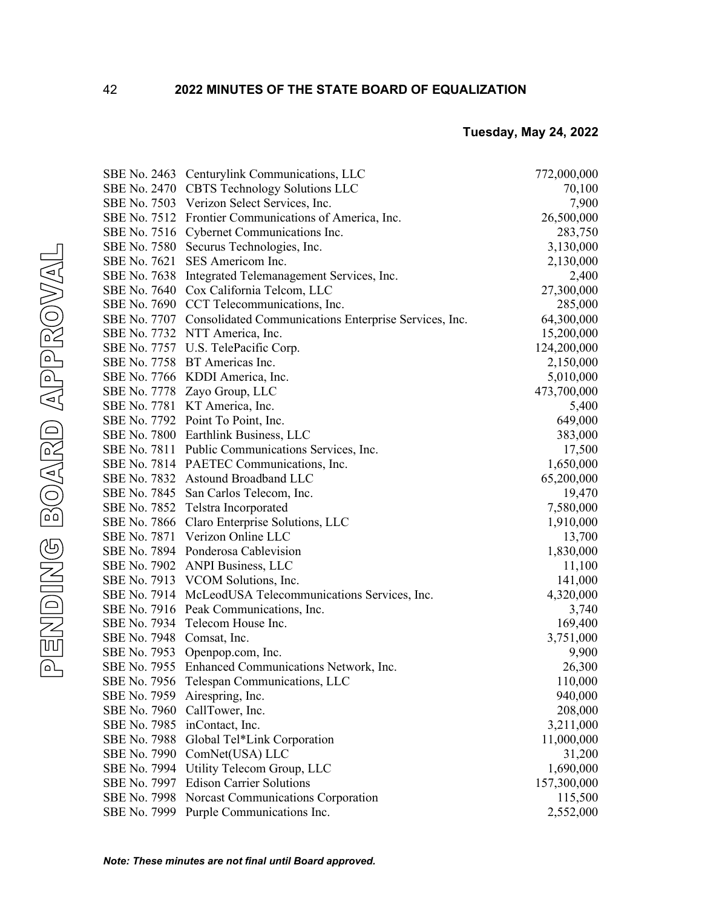**Tuesday, May 24, 2022**

| | | |
|---|---|---|
| SBE No. 2463 | Centurylink Communications, LLC | 772,000,000 |
| SBE No. 2470 | CBTS Technology Solutions LLC | 70,100 |
| SBE No. 7503 | Verizon Select Services, Inc. | 7,900 |
| SBE No. 7512 | Frontier Communications of America, Inc. | 26,500,000 |
| SBE No. 7516 | Cybernet Communications Inc. | 283,750 |
| SBE No. 7580 | Securus Technologies, Inc. | 3,130,000 |
| SBE No. 7621 | SES Americom Inc. | 2,130,000 |
| SBE No. 7638 | Integrated Telemanagement Services, Inc. | 2,400 |
| SBE No. 7640 | Cox California Telcom, LLC | 27,300,000 |
| SBE No. 7690 | CCT Telecommunications, Inc. | 285,000 |
| SBE No. 7707 | Consolidated Communications Enterprise Services, Inc. | 64,300,000 |
| SBE No. 7732 | NTT America, Inc. | 15,200,000 |
| SBE No. 7757 | U.S. TelePacific Corp. | 124,200,000 |
| SBE No. 7758 | BT Americas Inc. | 2,150,000 |
| SBE No. 7766 | KDDI America, Inc. | 5,010,000 |
| SBE No. 7778 | Zayo Group, LLC | 473,700,000 |
| SBE No. 7781 | KT America, Inc. | 5,400 |
| SBE No. 7792 | Point To Point, Inc. | 649,000 |
| SBE No. 7800 | Earthlink Business, LLC | 383,000 |
| SBE No. 7811 | Public Communications Services, Inc. | 17,500 |
| SBE No. 7814 | PAETEC Communications, Inc. | 1,650,000 |
| SBE No. 7832 | Astound Broadband LLC | 65,200,000 |
| SBE No. 7845 | San Carlos Telecom, Inc. | 19,470 |
| SBE No. 7852 | Telstra Incorporated | 7,580,000 |
| SBE No. 7866 | Claro Enterprise Solutions, LLC | 1,910,000 |
| SBE No. 7871 | Verizon Online LLC | 13,700 |
| SBE No. 7894 | Ponderosa Cablevision | 1,830,000 |
| SBE No. 7902 | ANPI Business, LLC | 11,100 |
| SBE No. 7913 | VCOM Solutions, Inc. | 141,000 |
| SBE No. 7914 | McLeodUSA Telecommunications Services, Inc. | 4,320,000 |
| SBE No. 7916 | Peak Communications, Inc. | 3,740 |
| SBE No. 7934 | Telecom House Inc. | 169,400 |
| SBE No. 7948 | Comsat, Inc. | 3,751,000 |
| SBE No. 7953 | Openpop.com, Inc. | 9,900 |
| SBE No. 7955 | Enhanced Communications Network, Inc. | 26,300 |
| SBE No. 7956 | Telespan Communications, LLC | 110,000 |
| SBE No. 7959 | Airespring, Inc. | 940,000 |
| SBE No. 7960 | CallTower, Inc. | 208,000 |
| SBE No. 7985 | inContact, Inc. | 3,211,000 |
| SBE No. 7988 | Global Tel*Link Corporation | 11,000,000 |
| SBE No. 7990 | ComNet(USA) LLC | 31,200 |
| SBE No. 7994 | Utility Telecom Group, LLC | 1,690,000 |
| SBE No. 7997 | Edison Carrier Solutions | 157,300,000 |
| SBE No. 7998 | Norcast Communications Corporation | 115,500 |
| SBE No. 7999 | Purple Communications Inc. | 2,552,000 |

PENDING BOARD APPROVAL

*Note: These minutes are not final until Board approved.*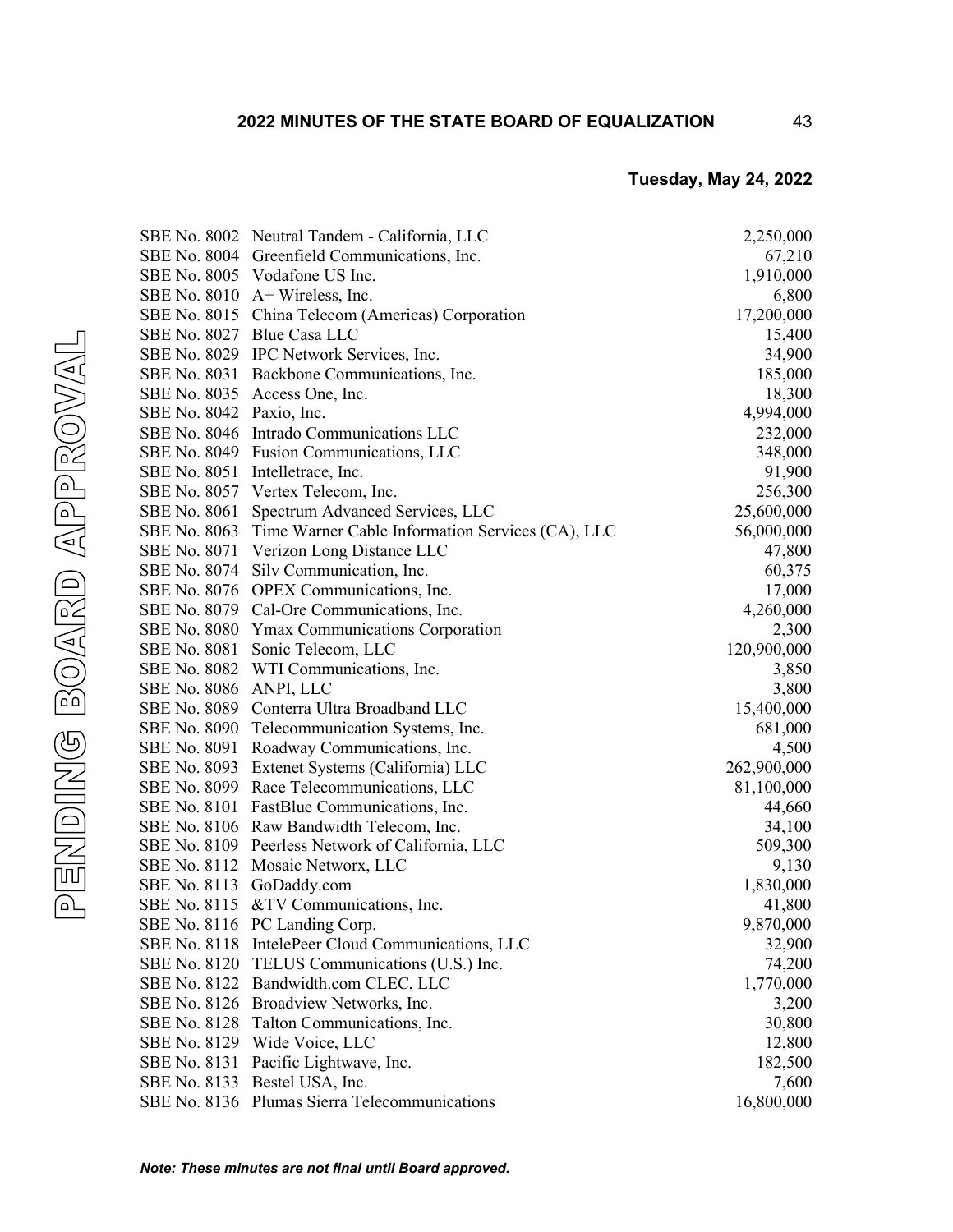**Tuesday, May 24, 2022**

| | | |
|---|---|---|
| SBE No. 8002 | Neutral Tandem - California, LLC | 2,250,000 |
| SBE No. 8004 | Greenfield Communications, Inc. | 67,210 |
| SBE No. 8005 | Vodafone US Inc. | 1,910,000 |
| SBE No. 8010 | A+ Wireless, Inc. | 6,800 |
| SBE No. 8015 | China Telecom (Americas) Corporation | 17,200,000 |
| SBE No. 8027 | Blue Casa LLC | 15,400 |
| SBE No. 8029 | IPC Network Services, Inc. | 34,900 |
| SBE No. 8031 | Backbone Communications, Inc. | 185,000 |
| SBE No. 8035 | Access One, Inc. | 18,300 |
| SBE No. 8042 | Paxio, Inc. | 4,994,000 |
| SBE No. 8046 | Intrado Communications LLC | 232,000 |
| SBE No. 8049 | Fusion Communications, LLC | 348,000 |
| SBE No. 8051 | Intelletrace, Inc. | 91,900 |
| SBE No. 8057 | Vertex Telecom, Inc. | 256,300 |
| SBE No. 8061 | Spectrum Advanced Services, LLC | 25,600,000 |
| SBE No. 8063 | Time Warner Cable Information Services (CA), LLC | 56,000,000 |
| SBE No. 8071 | Verizon Long Distance LLC | 47,800 |
| SBE No. 8074 | Silv Communication, Inc. | 60,375 |
| SBE No. 8076 | OPEX Communications, Inc. | 17,000 |
| SBE No. 8079 | Cal-Ore Communications, Inc. | 4,260,000 |
| SBE No. 8080 | Ymax Communications Corporation | 2,300 |
| SBE No. 8081 | Sonic Telecom, LLC | 120,900,000 |
| SBE No. 8082 | WTI Communications, Inc. | 3,850 |
| SBE No. 8086 | ANPI, LLC | 3,800 |
| SBE No. 8089 | Conterra Ultra Broadband LLC | 15,400,000 |
| SBE No. 8090 | Telecommunication Systems, Inc. | 681,000 |
| SBE No. 8091 | Roadway Communications, Inc. | 4,500 |
| SBE No. 8093 | Extenet Systems (California) LLC | 262,900,000 |
| SBE No. 8099 | Race Telecommunications, LLC | 81,100,000 |
| SBE No. 8101 | FastBlue Communications, Inc. | 44,660 |
| SBE No. 8106 | Raw Bandwidth Telecom, Inc. | 34,100 |
| SBE No. 8109 | Peerless Network of California, LLC | 509,300 |
| SBE No. 8112 | Mosaic Networx, LLC | 9,130 |
| SBE No. 8113 | GoDaddy.com | 1,830,000 |
| SBE No. 8115 | &TV Communications, Inc. | 41,800 |
| SBE No. 8116 | PC Landing Corp. | 9,870,000 |
| SBE No. 8118 | IntelePeer Cloud Communications, LLC | 32,900 |
| SBE No. 8120 | TELUS Communications (U.S.) Inc. | 74,200 |
| SBE No. 8122 | Bandwidth.com CLEC, LLC | 1,770,000 |
| SBE No. 8126 | Broadview Networks, Inc. | 3,200 |
| SBE No. 8128 | Talton Communications, Inc. | 30,800 |
| SBE No. 8129 | Wide Voice, LLC | 12,800 |
| SBE No. 8131 | Pacific Lightwave, Inc. | 182,500 |
| SBE No. 8133 | Bestel USA, Inc. | 7,600 |
| SBE No. 8136 | Plumas Sierra Telecommunications | 16,800,000 |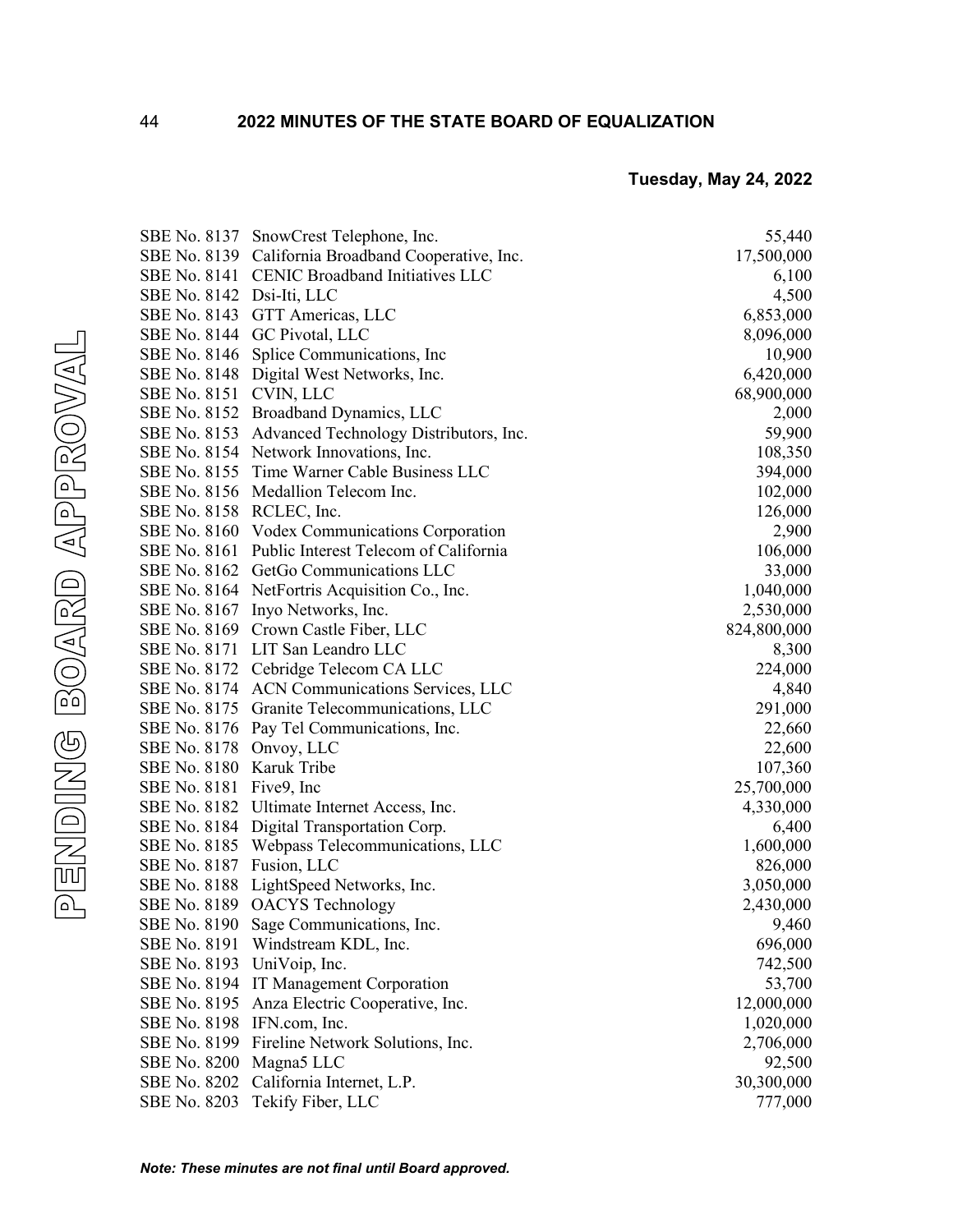**Tuesday, May 24, 2022**

| | | |
|---|---|---|
| SBE No. 8137 | SnowCrest Telephone, Inc. | 55,440 |
| SBE No. 8139 | California Broadband Cooperative, Inc. | 17,500,000 |
| SBE No. 8141 | CENIC Broadband Initiatives LLC | 6,100 |
| SBE No. 8142 | Dsi-Iti, LLC | 4,500 |
| SBE No. 8143 | GTT Americas, LLC | 6,853,000 |
| SBE No. 8144 | GC Pivotal, LLC | 8,096,000 |
| SBE No. 8146 | Splice Communications, Inc | 10,900 |
| SBE No. 8148 | Digital West Networks, Inc. | 6,420,000 |
| SBE No. 8151 | CVIN, LLC | 68,900,000 |
| SBE No. 8152 | Broadband Dynamics, LLC | 2,000 |
| SBE No. 8153 | Advanced Technology Distributors, Inc. | 59,900 |
| SBE No. 8154 | Network Innovations, Inc. | 108,350 |
| SBE No. 8155 | Time Warner Cable Business LLC | 394,000 |
| SBE No. 8156 | Medallion Telecom Inc. | 102,000 |
| SBE No. 8158 | RCLEC, Inc. | 126,000 |
| SBE No. 8160 | Vodex Communications Corporation | 2,900 |
| SBE No. 8161 | Public Interest Telecom of California | 106,000 |
| SBE No. 8162 | GetGo Communications LLC | 33,000 |
| SBE No. 8164 | NetFortris Acquisition Co., Inc. | 1,040,000 |
| SBE No. 8167 | Inyo Networks, Inc. | 2,530,000 |
| SBE No. 8169 | Crown Castle Fiber, LLC | 824,800,000 |
| SBE No. 8171 | LIT San Leandro LLC | 8,300 |
| SBE No. 8172 | Cebridge Telecom CA LLC | 224,000 |
| SBE No. 8174 | ACN Communications Services, LLC | 4,840 |
| SBE No. 8175 | Granite Telecommunications, LLC | 291,000 |
| SBE No. 8176 | Pay Tel Communications, Inc. | 22,660 |
| SBE No. 8178 | Onvoy, LLC | 22,600 |
| SBE No. 8180 | Karuk Tribe | 107,360 |
| SBE No. 8181 | Five9, Inc | 25,700,000 |
| SBE No. 8182 | Ultimate Internet Access, Inc. | 4,330,000 |
| SBE No. 8184 | Digital Transportation Corp. | 6,400 |
| SBE No. 8185 | Webpass Telecommunications, LLC | 1,600,000 |
| SBE No. 8187 | Fusion, LLC | 826,000 |
| SBE No. 8188 | LightSpeed Networks, Inc. | 3,050,000 |
| SBE No. 8189 | OACYS Technology | 2,430,000 |
| SBE No. 8190 | Sage Communications, Inc. | 9,460 |
| SBE No. 8191 | Windstream KDL, Inc. | 696,000 |
| SBE No. 8193 | UniVoip, Inc. | 742,500 |
| SBE No. 8194 | IT Management Corporation | 53,700 |
| SBE No. 8195 | Anza Electric Cooperative, Inc. | 12,000,000 |
| SBE No. 8198 | IFN.com, Inc. | 1,020,000 |
| SBE No. 8199 | Fireline Network Solutions, Inc. | 2,706,000 |
| SBE No. 8200 | Magna5 LLC | 92,500 |
| SBE No. 8202 | California Internet, L.P. | 30,300,000 |
| SBE No. 8203 | Tekify Fiber, LLC | 777,000 |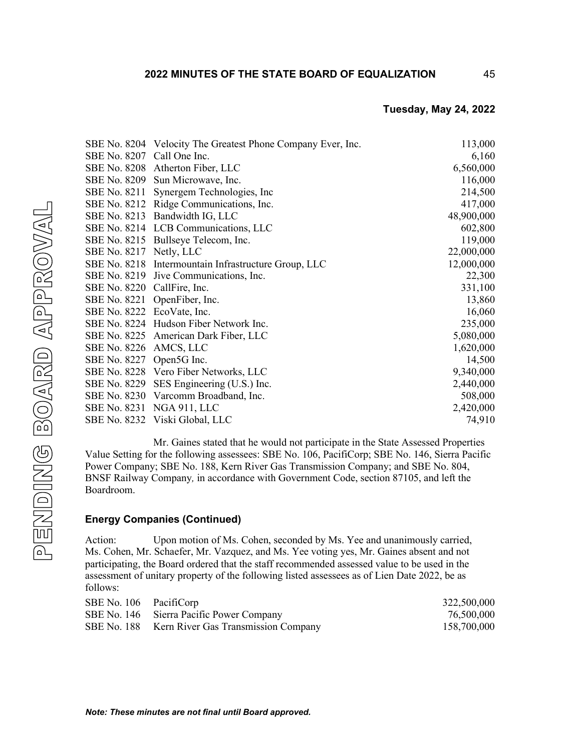**Tuesday, May 24, 2022**

| | | |
|---|---|---|
| SBE No. 8204 | Velocity The Greatest Phone Company Ever, Inc. | 113,000 |
| SBE No. 8207 | Call One Inc. | 6,160 |
| SBE No. 8208 | Atherton Fiber, LLC | 6,560,000 |
| SBE No. 8209 | Sun Microwave, Inc. | 116,000 |
| SBE No. 8211 | Synergem Technologies, Inc | 214,500 |
| SBE No. 8212 | Ridge Communications, Inc. | 417,000 |
| SBE No. 8213 | Bandwidth IG, LLC | 48,900,000 |
| SBE No. 8214 | LCB Communications, LLC | 602,800 |
| SBE No. 8215 | Bullseye Telecom, Inc. | 119,000 |
| SBE No. 8217 | Netly, LLC | 22,000,000 |
| SBE No. 8218 | Intermountain Infrastructure Group, LLC | 12,000,000 |
| SBE No. 8219 | Jive Communications, Inc. | 22,300 |
| SBE No. 8220 | CallFire, Inc. | 331,100 |
| SBE No. 8221 | OpenFiber, Inc. | 13,860 |
| SBE No. 8222 | EcoVate, Inc. | 16,060 |
| SBE No. 8224 | Hudson Fiber Network Inc. | 235,000 |
| SBE No. 8225 | American Dark Fiber, LLC | 5,080,000 |
| SBE No. 8226 | AMCS, LLC | 1,620,000 |
| SBE No. 8227 | Open5G Inc. | 14,500 |
| SBE No. 8228 | Vero Fiber Networks, LLC | 9,340,000 |
| SBE No. 8229 | SES Engineering (U.S.) Inc. | 2,440,000 |
| SBE No. 8230 | Varcomm Broadband, Inc. | 508,000 |
| SBE No. 8231 | NGA 911, LLC | 2,420,000 |
| SBE No. 8232 | Viski Global, LLC | 74,910 |

Mr. Gaines stated that he would not participate in the State Assessed Properties Value Setting for the following assessees: SBE No. 106, PacifiCorp; SBE No. 146, Sierra Pacific Power Company; SBE No. 188, Kern River Gas Transmission Company; and SBE No. 804, BNSF Railway Company, in accordance with Government Code, section 87105, and left the Boardroom.

### Energy Companies (Continued)

Action: Upon motion of Ms. Cohen, seconded by Ms. Yee and unanimously carried, Ms. Cohen, Mr. Schaefer, Mr. Vazquez, and Ms. Yee voting yes, Mr. Gaines absent and not participating, the Board ordered that the staff recommended assessed value to be used in the assessment of unitary property of the following listed assessees as of Lien Date 2022, be as follows:

| | | |
|---|---|---|
| SBE No. 106 | PacifiCorp | 322,500,000 |
| SBE No. 146 | Sierra Pacific Power Company | 76,500,000 |
| SBE No. 188 | Kern River Gas Transmission Company | 158,700,000 |

*Note: These minutes are not final until Board approved.*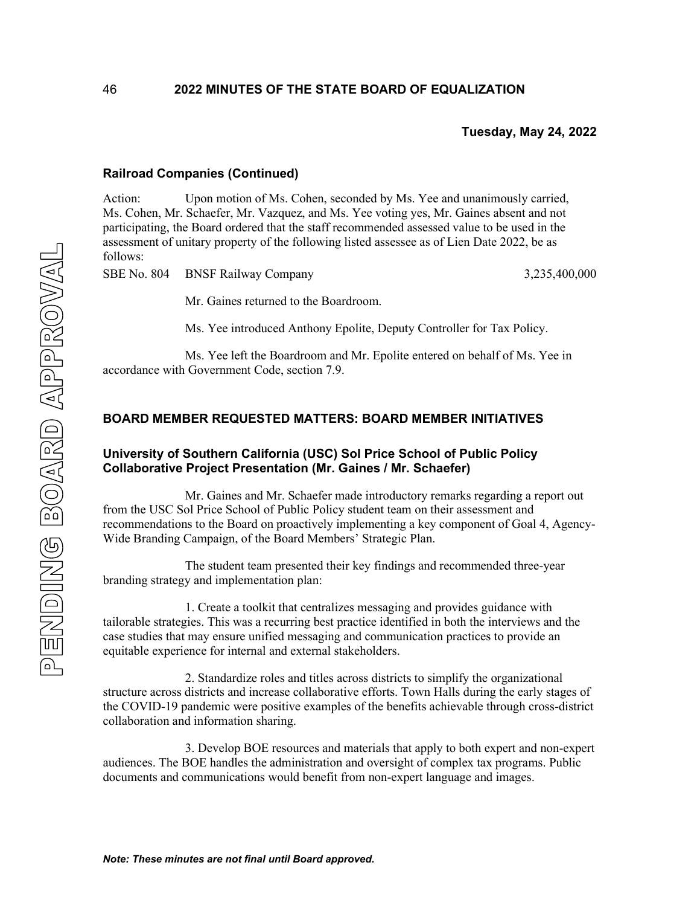**Tuesday, May 24, 2022**

### Railroad Companies (Continued)

Action: Upon motion of Ms. Cohen, seconded by Ms. Yee and unanimously carried, Ms. Cohen, Mr. Schaefer, Mr. Vazquez, and Ms. Yee voting yes, Mr. Gaines absent and not participating, the Board ordered that the staff recommended assessed value to be used in the assessment of unitary property of the following listed assessee as of Lien Date 2022, be as follows:

| | | |
|---|---|---|
| SBE No. 804 | BNSF Railway Company | 3,235,400,000 |

Mr. Gaines returned to the Boardroom.

Ms. Yee introduced Anthony Epolite, Deputy Controller for Tax Policy.

Ms. Yee left the Boardroom and Mr. Epolite entered on behalf of Ms. Yee in accordance with Government Code, section 7.9.

## BOARD MEMBER REQUESTED MATTERS: BOARD MEMBER INITIATIVES

### University of Southern California (USC) Sol Price School of Public Policy Collaborative Project Presentation (Mr. Gaines / Mr. Schaefer)

Mr. Gaines and Mr. Schaefer made introductory remarks regarding a report out from the USC Sol Price School of Public Policy student team on their assessment and recommendations to the Board on proactively implementing a key component of Goal 4, Agency-Wide Branding Campaign, of the Board Members' Strategic Plan.

The student team presented their key findings and recommended three-year branding strategy and implementation plan:

1. Create a toolkit that centralizes messaging and provides guidance with tailorable strategies. This was a recurring best practice identified in both the interviews and the case studies that may ensure unified messaging and communication practices to provide an equitable experience for internal and external stakeholders.

2. Standardize roles and titles across districts to simplify the organizational structure across districts and increase collaborative efforts. Town Halls during the early stages of the COVID-19 pandemic were positive examples of the benefits achievable through cross-district collaboration and information sharing.

3. Develop BOE resources and materials that apply to both expert and non-expert audiences. The BOE handles the administration and oversight of complex tax programs. Public documents and communications would benefit from non-expert language and images.

*Note: These minutes are not final until Board approved.*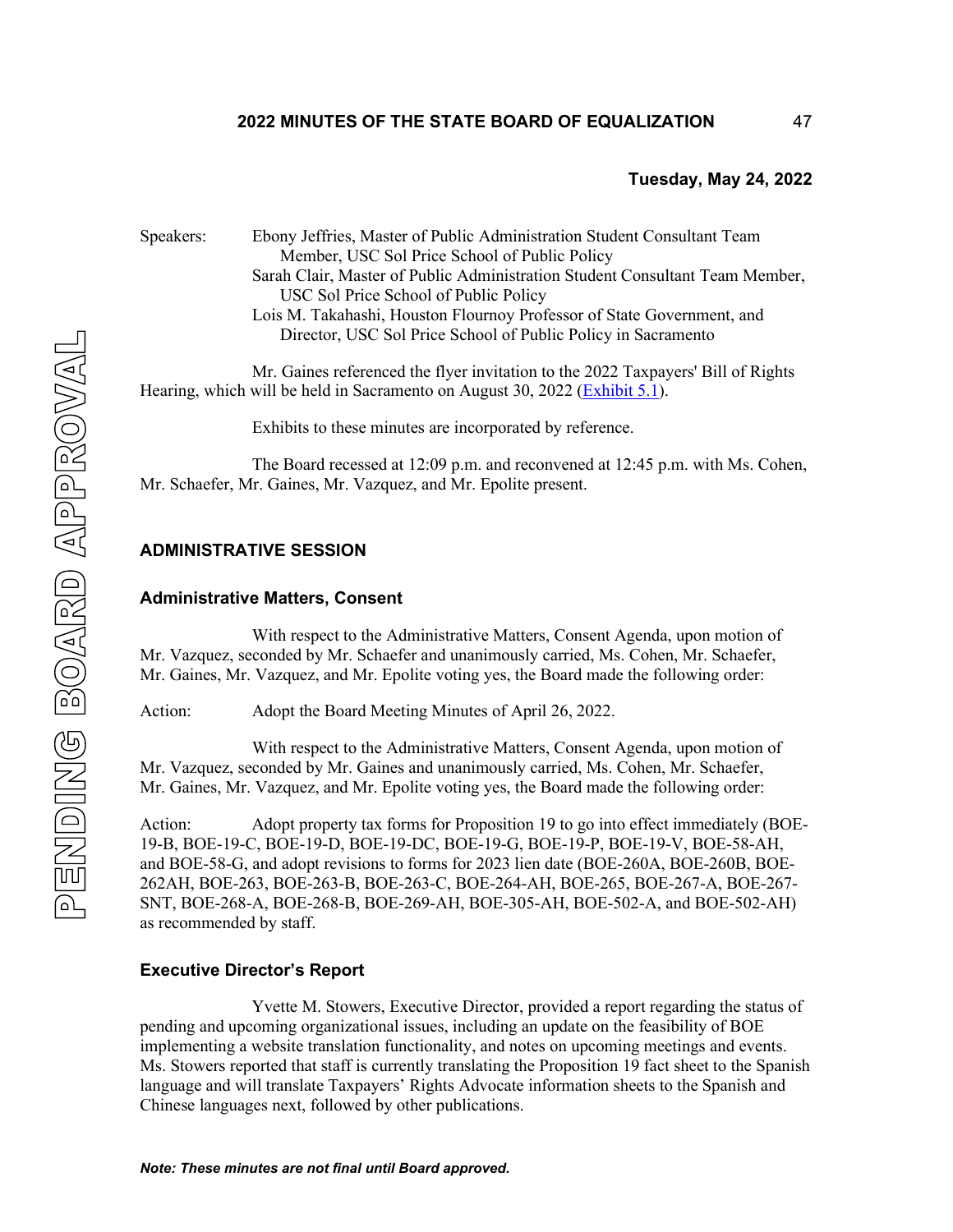**Tuesday, May 24, 2022**

Speakers: Ebony Jeffries, Master of Public Administration Student Consultant Team Member, USC Sol Price School of Public Policy
Sarah Clair, Master of Public Administration Student Consultant Team Member, USC Sol Price School of Public Policy
Lois M. Takahashi, Houston Flournoy Professor of State Government, and Director, USC Sol Price School of Public Policy in Sacramento

Mr. Gaines referenced the flyer invitation to the 2022 Taxpayers' Bill of Rights Hearing, which will be held in Sacramento on August 30, 2022 (Exhibit 5.1).

Exhibits to these minutes are incorporated by reference.

The Board recessed at 12:09 p.m. and reconvened at 12:45 p.m. with Ms. Cohen, Mr. Schaefer, Mr. Gaines, Mr. Vazquez, and Mr. Epolite present.

## ADMINISTRATIVE SESSION

### Administrative Matters, Consent

With respect to the Administrative Matters, Consent Agenda, upon motion of Mr. Vazquez, seconded by Mr. Schaefer and unanimously carried, Ms. Cohen, Mr. Schaefer, Mr. Gaines, Mr. Vazquez, and Mr. Epolite voting yes, the Board made the following order:

Action: Adopt the Board Meeting Minutes of April 26, 2022.

With respect to the Administrative Matters, Consent Agenda, upon motion of Mr. Vazquez, seconded by Mr. Gaines and unanimously carried, Ms. Cohen, Mr. Schaefer, Mr. Gaines, Mr. Vazquez, and Mr. Epolite voting yes, the Board made the following order:

Action: Adopt property tax forms for Proposition 19 to go into effect immediately (BOE-19-B, BOE-19-C, BOE-19-D, BOE-19-DC, BOE-19-G, BOE-19-P, BOE-19-V, BOE-58-AH, and BOE-58-G, and adopt revisions to forms for 2023 lien date (BOE-260A, BOE-260B, BOE-262AH, BOE-263, BOE-263-B, BOE-263-C, BOE-264-AH, BOE-265, BOE-267-A, BOE-267-SNT, BOE-268-A, BOE-268-B, BOE-269-AH, BOE-305-AH, BOE-502-A, and BOE-502-AH) as recommended by staff.

### Executive Director's Report

Yvette M. Stowers, Executive Director, provided a report regarding the status of pending and upcoming organizational issues, including an update on the feasibility of BOE implementing a website translation functionality, and notes on upcoming meetings and events. Ms. Stowers reported that staff is currently translating the Proposition 19 fact sheet to the Spanish language and will translate Taxpayers' Rights Advocate information sheets to the Spanish and Chinese languages next, followed by other publications.

*Note: These minutes are not final until Board approved.*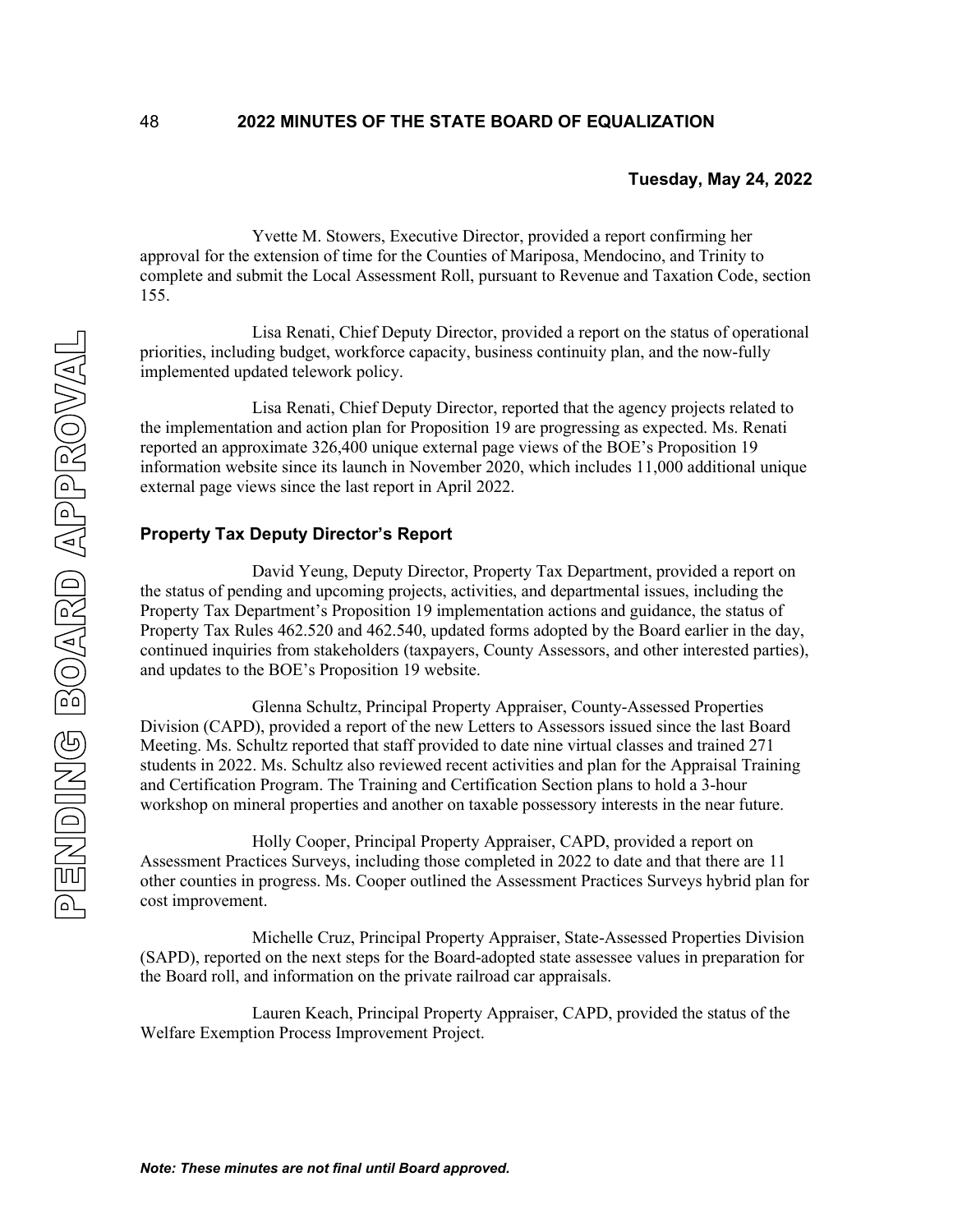**Tuesday, May 24, 2022**

Yvette M. Stowers, Executive Director, provided a report confirming her approval for the extension of time for the Counties of Mariposa, Mendocino, and Trinity to complete and submit the Local Assessment Roll, pursuant to Revenue and Taxation Code, section 155.

Lisa Renati, Chief Deputy Director, provided a report on the status of operational priorities, including budget, workforce capacity, business continuity plan, and the now-fully implemented updated telework policy.

Lisa Renati, Chief Deputy Director, reported that the agency projects related to the implementation and action plan for Proposition 19 are progressing as expected. Ms. Renati reported an approximate 326,400 unique external page views of the BOE's Proposition 19 information website since its launch in November 2020, which includes 11,000 additional unique external page views since the last report in April 2022.

### Property Tax Deputy Director's Report

David Yeung, Deputy Director, Property Tax Department, provided a report on the status of pending and upcoming projects, activities, and departmental issues, including the Property Tax Department's Proposition 19 implementation actions and guidance, the status of Property Tax Rules 462.520 and 462.540, updated forms adopted by the Board earlier in the day, continued inquiries from stakeholders (taxpayers, County Assessors, and other interested parties), and updates to the BOE's Proposition 19 website.

Glenna Schultz, Principal Property Appraiser, County-Assessed Properties Division (CAPD), provided a report of the new Letters to Assessors issued since the last Board Meeting. Ms. Schultz reported that staff provided to date nine virtual classes and trained 271 students in 2022. Ms. Schultz also reviewed recent activities and plan for the Appraisal Training and Certification Program. The Training and Certification Section plans to hold a 3-hour workshop on mineral properties and another on taxable possessory interests in the near future.

Holly Cooper, Principal Property Appraiser, CAPD, provided a report on Assessment Practices Surveys, including those completed in 2022 to date and that there are 11 other counties in progress. Ms. Cooper outlined the Assessment Practices Surveys hybrid plan for cost improvement.

Michelle Cruz, Principal Property Appraiser, State-Assessed Properties Division (SAPD), reported on the next steps for the Board-adopted state assessee values in preparation for the Board roll, and information on the private railroad car appraisals.

Lauren Keach, Principal Property Appraiser, CAPD, provided the status of the Welfare Exemption Process Improvement Project.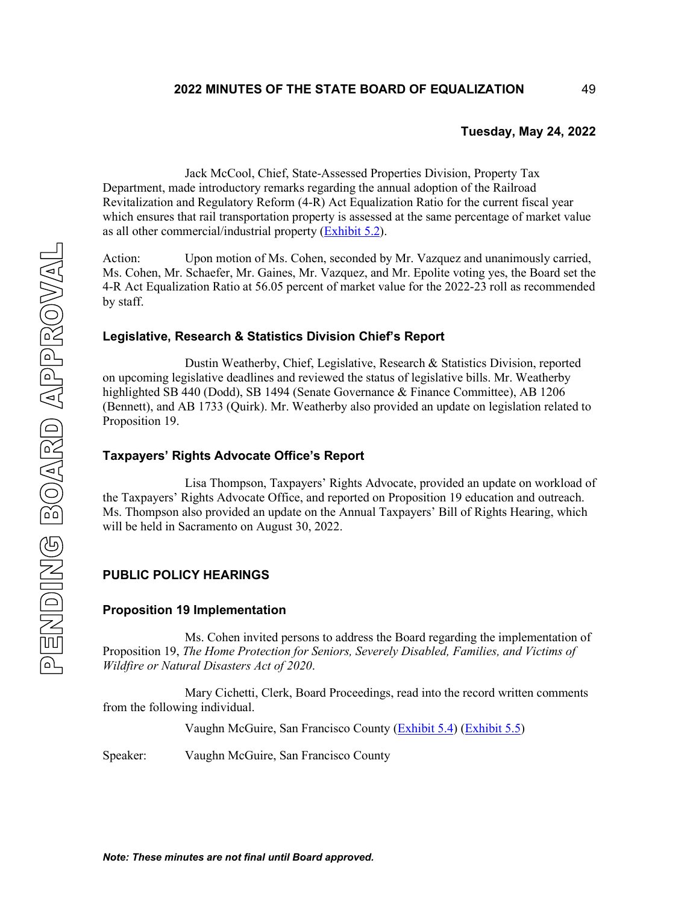**Tuesday, May 24, 2022**

Jack McCool, Chief, State-Assessed Properties Division, Property Tax Department, made introductory remarks regarding the annual adoption of the Railroad Revitalization and Regulatory Reform (4-R) Act Equalization Ratio for the current fiscal year which ensures that rail transportation property is assessed at the same percentage of market value as all other commercial/industrial property ([Exhibit 5.2](#)).

Action: Upon motion of Ms. Cohen, seconded by Mr. Vazquez and unanimously carried, Ms. Cohen, Mr. Schaefer, Mr. Gaines, Mr. Vazquez, and Mr. Epolite voting yes, the Board set the 4-R Act Equalization Ratio at 56.05 percent of market value for the 2022-23 roll as recommended by staff.

### Legislative, Research & Statistics Division Chief's Report

Dustin Weatherby, Chief, Legislative, Research & Statistics Division, reported on upcoming legislative deadlines and reviewed the status of legislative bills. Mr. Weatherby highlighted SB 440 (Dodd), SB 1494 (Senate Governance & Finance Committee), AB 1206 (Bennett), and AB 1733 (Quirk). Mr. Weatherby also provided an update on legislation related to Proposition 19.

### Taxpayers' Rights Advocate Office's Report

Lisa Thompson, Taxpayers' Rights Advocate, provided an update on workload of the Taxpayers' Rights Advocate Office, and reported on Proposition 19 education and outreach. Ms. Thompson also provided an update on the Annual Taxpayers' Bill of Rights Hearing, which will be held in Sacramento on August 30, 2022.

## PUBLIC POLICY HEARINGS

### Proposition 19 Implementation

Ms. Cohen invited persons to address the Board regarding the implementation of Proposition 19, *The Home Protection for Seniors, Severely Disabled, Families, and Victims of Wildfire or Natural Disasters Act of 2020*.

Mary Cichetti, Clerk, Board Proceedings, read into the record written comments from the following individual.

Vaughn McGuire, San Francisco County ([Exhibit 5.4](#)) ([Exhibit 5.5](#))

Speaker: Vaughn McGuire, San Francisco County

***Note: These minutes are not final until Board approved.***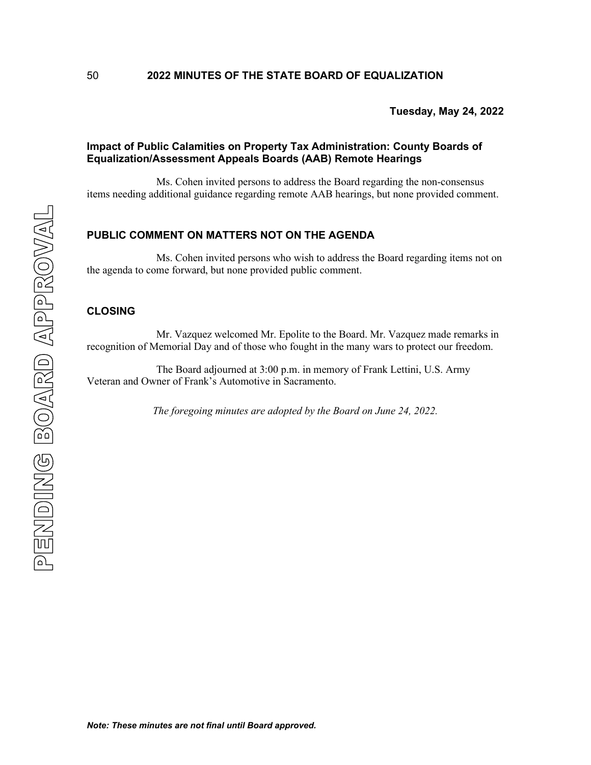**Tuesday, May 24, 2022**

### Impact of Public Calamities on Property Tax Administration: County Boards of Equalization/Assessment Appeals Boards (AAB) Remote Hearings

Ms. Cohen invited persons to address the Board regarding the non-consensus items needing additional guidance regarding remote AAB hearings, but none provided comment.

## PUBLIC COMMENT ON MATTERS NOT ON THE AGENDA

Ms. Cohen invited persons who wish to address the Board regarding items not on the agenda to come forward, but none provided public comment.

## CLOSING

Mr. Vazquez welcomed Mr. Epolite to the Board. Mr. Vazquez made remarks in recognition of Memorial Day and of those who fought in the many wars to protect our freedom.

The Board adjourned at 3:00 p.m. in memory of Frank Lettini, U.S. Army Veteran and Owner of Frank's Automotive in Sacramento.

*The foregoing minutes are adopted by the Board on June 24, 2022.*

PENDING BOARD APPROVAL

***Note: These minutes are not final until Board approved.***